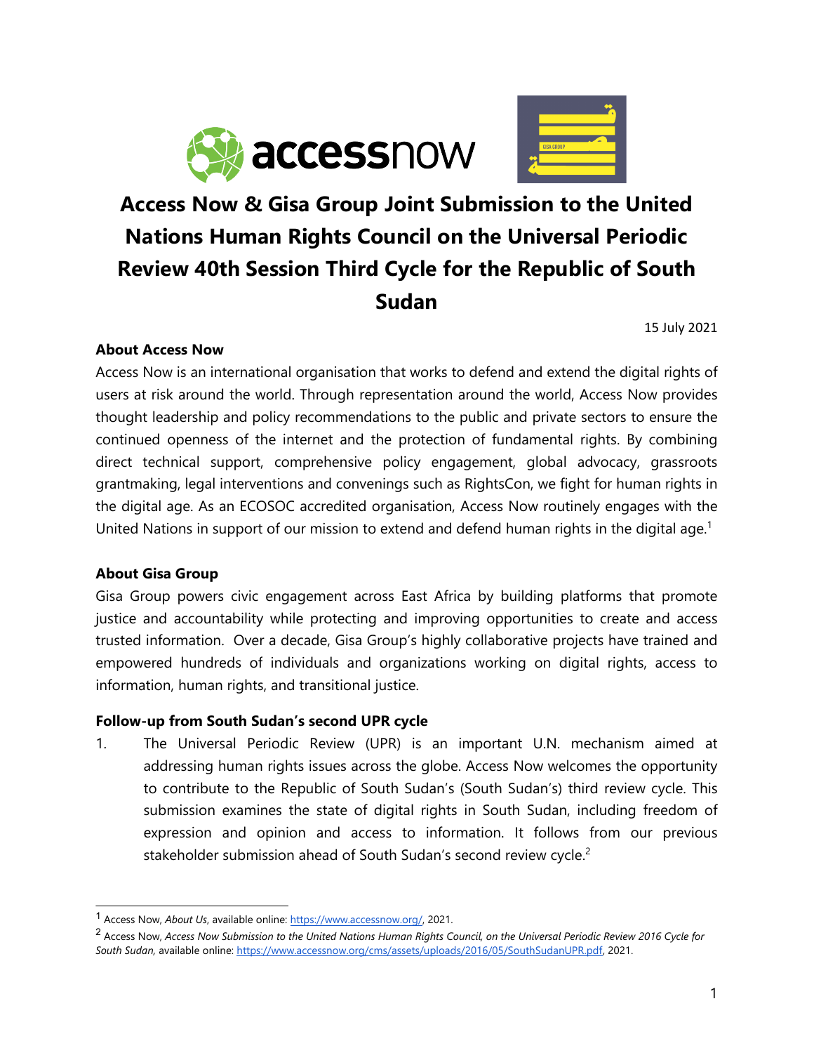# Access Now & Gisa Group Joint Submission to the United Nations Human Rights Council on the Universal Periodic Review 40th Session Third Cycle for the Republic of South Sudan

15 July 2021

### About Access Now

Access Now is an international organisation that works to defend and extend the digital rights of users at risk around the world. Through representation around the world, Access Now provides thought leadership and policy recommendations to the public and private sectors to ensure the continued openness of the internet and the protection of fundamental rights. By combining direct technical support, comprehensive policy engagement, global advocacy, grassroots grantmaking, legal interventions and convenings such as RightsCon, we fight for human rights in the digital age. As an ECOSOC accredited organisation, Access Now routinely engages with the United Nations in support of our mission to extend and defend human rights in the digital age.[1]

### About Gisa Group

Gisa Group powers civic engagement across East Africa by building platforms that promote justice and accountability while protecting and improving opportunities to create and access trusted information. Over a decade, Gisa Group's highly collaborative projects have trained and empowered hundreds of individuals and organizations working on digital rights, access to information, human rights, and transitional justice.

### Follow-up from South Sudan's second UPR cycle

1. The Universal Periodic Review (UPR) is an important U.N. mechanism aimed at addressing human rights issues across the globe. Access Now welcomes the opportunity to contribute to the Republic of South Sudan's (South Sudan's) third review cycle. This submission examines the state of digital rights in South Sudan, including freedom of expression and opinion and access to information. It follows from our previous stakeholder submission ahead of South Sudan's second review cycle.[2]

---

[1] Access Now, *About Us*, available online: https://www.accessnow.org/, 2021.

[2] Access Now, *Access Now Submission to the United Nations Human Rights Council, on the Universal Periodic Review 2016 Cycle for South Sudan,* available online: https://www.accessnow.org/cms/assets/uploads/2016/05/SouthSudanUPR.pdf, 2021.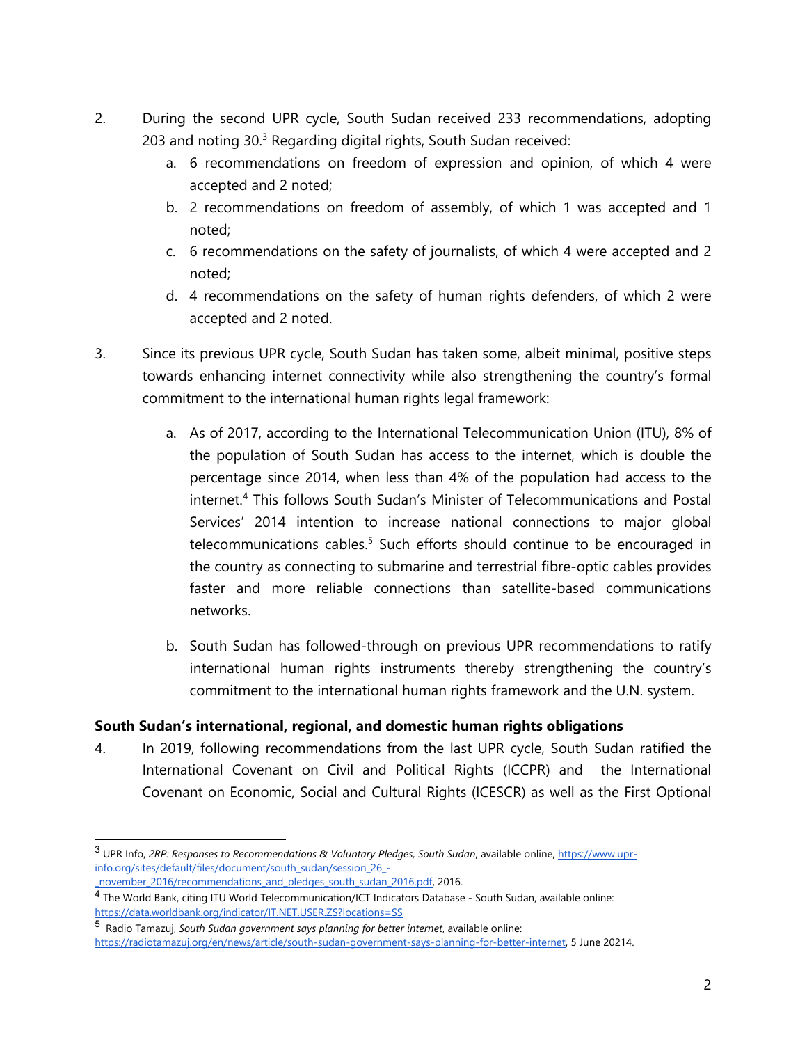2. During the second UPR cycle, South Sudan received 233 recommendations, adopting 203 and noting 30.[3] Regarding digital rights, South Sudan received:
   a. 6 recommendations on freedom of expression and opinion, of which 4 were accepted and 2 noted;
   b. 2 recommendations on freedom of assembly, of which 1 was accepted and 1 noted;
   c. 6 recommendations on the safety of journalists, of which 4 were accepted and 2 noted;
   d. 4 recommendations on the safety of human rights defenders, of which 2 were accepted and 2 noted.

3. Since its previous UPR cycle, South Sudan has taken some, albeit minimal, positive steps towards enhancing internet connectivity while also strengthening the country's formal commitment to the international human rights legal framework:

   a. As of 2017, according to the International Telecommunication Union (ITU), 8% of the population of South Sudan has access to the internet, which is double the percentage since 2014, when less than 4% of the population had access to the internet.[4] This follows South Sudan's Minister of Telecommunications and Postal Services' 2014 intention to increase national connections to major global telecommunications cables.[5] Such efforts should continue to be encouraged in the country as connecting to submarine and terrestrial fibre-optic cables provides faster and more reliable connections than satellite-based communications networks.

   b. South Sudan has followed-through on previous UPR recommendations to ratify international human rights instruments thereby strengthening the country's commitment to the international human rights framework and the U.N. system.

**South Sudan's international, regional, and domestic human rights obligations**

4. In 2019, following recommendations from the last UPR cycle, South Sudan ratified the International Covenant on Civil and Political Rights (ICCPR) and the International Covenant on Economic, Social and Cultural Rights (ICESCR) as well as the First Optional

---

[3] UPR Info, *2RP: Responses to Recommendations & Voluntary Pledges, South Sudan*, available online, https://www.upr-info.org/sites/default/files/document/south_sudan/session_26_-_november_2016/recommendations_and_pledges_south_sudan_2016.pdf, 2016.

[4] The World Bank, citing ITU World Telecommunication/ICT Indicators Database - South Sudan, available online: https://data.worldbank.org/indicator/IT.NET.USER.ZS?locations=SS

[5] Radio Tamazuj, *South Sudan government says planning for better internet*, available online: https://radiotamazuj.org/en/news/article/south-sudan-government-says-planning-for-better-internet, 5 June 20214.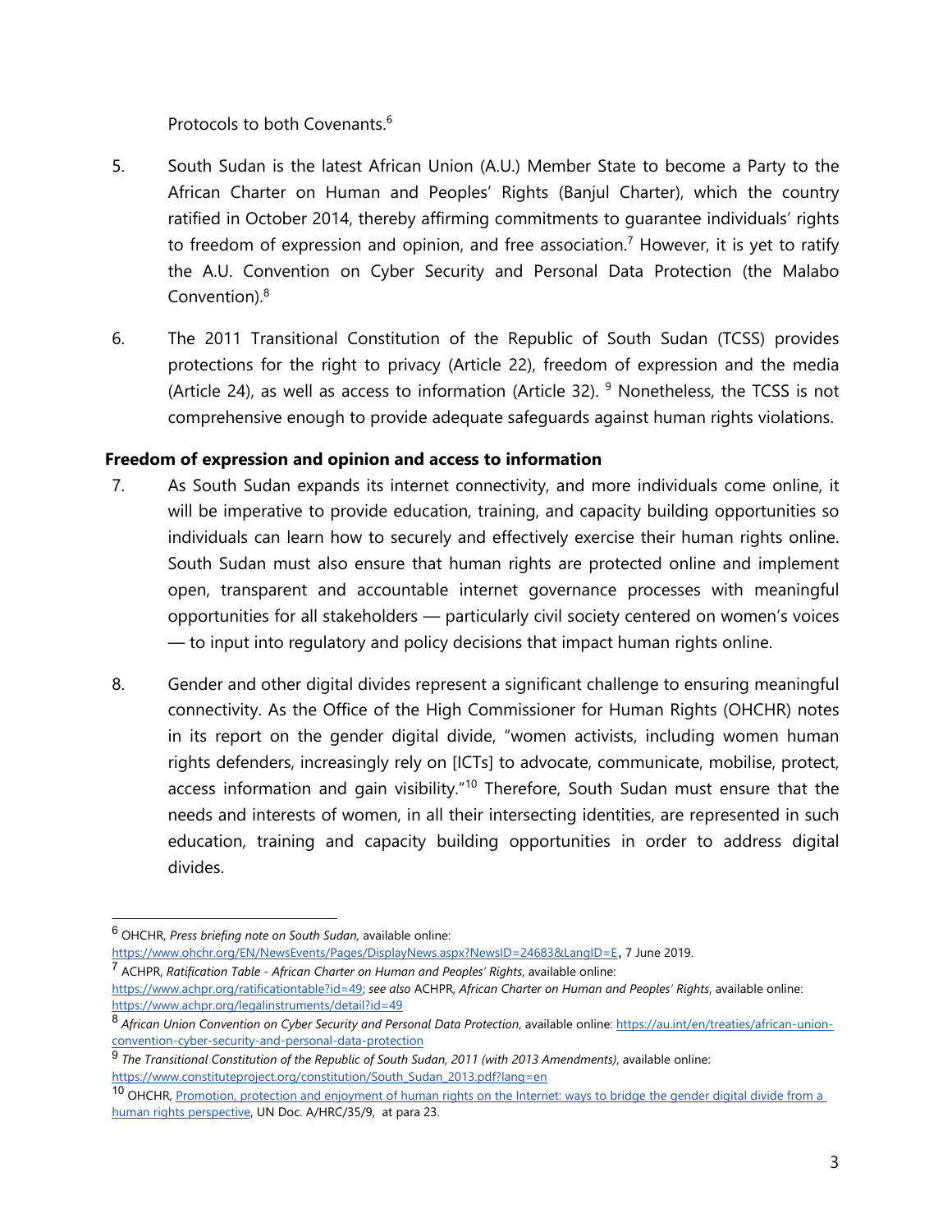Protocols to both Covenants.[6]

5. South Sudan is the latest African Union (A.U.) Member State to become a Party to the African Charter on Human and Peoples' Rights (Banjul Charter), which the country ratified in October 2014, thereby affirming commitments to guarantee individuals' rights to freedom of expression and opinion, and free association.[7] However, it is yet to ratify the A.U. Convention on Cyber Security and Personal Data Protection (the Malabo Convention).[8]

6. The 2011 Transitional Constitution of the Republic of South Sudan (TCSS) provides protections for the right to privacy (Article 22), freedom of expression and the media (Article 24), as well as access to information (Article 32).[9] Nonetheless, the TCSS is not comprehensive enough to provide adequate safeguards against human rights violations.

**Freedom of expression and opinion and access to information**

7. As South Sudan expands its internet connectivity, and more individuals come online, it will be imperative to provide education, training, and capacity building opportunities so individuals can learn how to securely and effectively exercise their human rights online. South Sudan must also ensure that human rights are protected online and implement open, transparent and accountable internet governance processes with meaningful opportunities for all stakeholders — particularly civil society centered on women's voices — to input into regulatory and policy decisions that impact human rights online.

8. Gender and other digital divides represent a significant challenge to ensuring meaningful connectivity. As the Office of the High Commissioner for Human Rights (OHCHR) notes in its report on the gender digital divide, "women activists, including women human rights defenders, increasingly rely on [ICTs] to advocate, communicate, mobilise, protect, access information and gain visibility."[10] Therefore, South Sudan must ensure that the needs and interests of women, in all their intersecting identities, are represented in such education, training and capacity building opportunities in order to address digital divides.

---

[6] OHCHR, *Press briefing note on South Sudan,* available online: https://www.ohchr.org/EN/NewsEvents/Pages/DisplayNews.aspx?NewsID=24683&LangID=E, 7 June 2019.

[7] ACHPR, *Ratification Table - African Charter on Human and Peoples' Rights*, available online: https://www.achpr.org/ratificationtable?id=49; *see also* ACHPR, *African Charter on Human and Peoples' Rights*, available online: https://www.achpr.org/legalinstruments/detail?id=49

[8] *African Union Convention on Cyber Security and Personal Data Protection*, available online: https://au.int/en/treaties/african-union-convention-cyber-security-and-personal-data-protection

[9] *The Transitional Constitution of the Republic of South Sudan, 2011 (with 2013 Amendments)*, available online: https://www.constituteproject.org/constitution/South_Sudan_2013.pdf?lang=en

[10] OHCHR, Promotion, protection and enjoyment of human rights on the Internet: ways to bridge the gender digital divide from a human rights perspective, UN Doc. A/HRC/35/9, at para 23.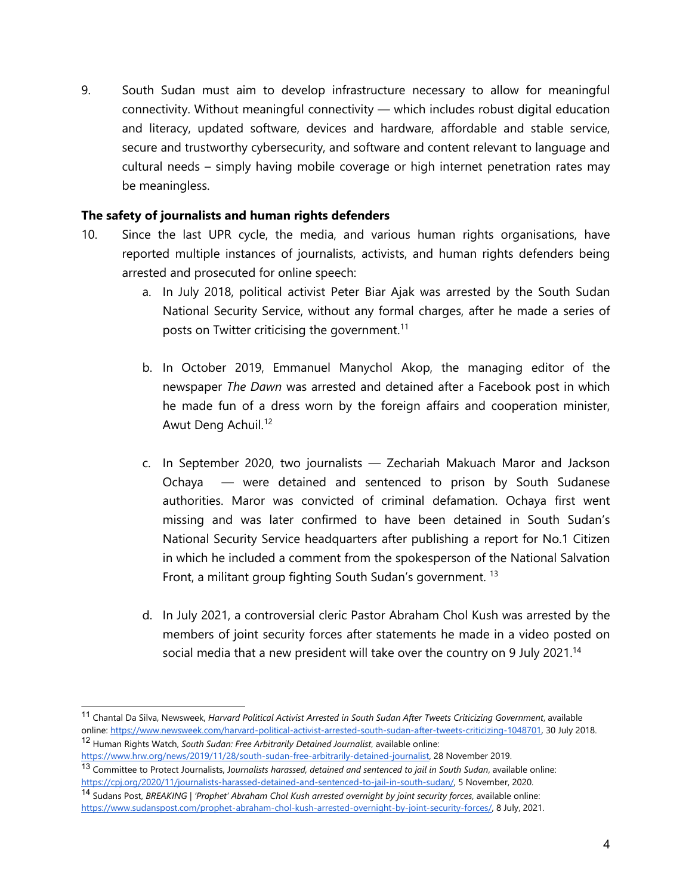9. South Sudan must aim to develop infrastructure necessary to allow for meaningful connectivity. Without meaningful connectivity — which includes robust digital education and literacy, updated software, devices and hardware, affordable and stable service, secure and trustworthy cybersecurity, and software and content relevant to language and cultural needs – simply having mobile coverage or high internet penetration rates may be meaningless.

**The safety of journalists and human rights defenders**

10. Since the last UPR cycle, the media, and various human rights organisations, have reported multiple instances of journalists, activists, and human rights defenders being arrested and prosecuted for online speech:

    a. In July 2018, political activist Peter Biar Ajak was arrested by the South Sudan National Security Service, without any formal charges, after he made a series of posts on Twitter criticising the government.[11]

    b. In October 2019, Emmanuel Manychol Akop, the managing editor of the newspaper *The Dawn* was arrested and detained after a Facebook post in which he made fun of a dress worn by the foreign affairs and cooperation minister, Awut Deng Achuil.[12]

    c. In September 2020, two journalists — Zechariah Makuach Maror and Jackson Ochaya — were detained and sentenced to prison by South Sudanese authorities. Maror was convicted of criminal defamation. Ochaya first went missing and was later confirmed to have been detained in South Sudan's National Security Service headquarters after publishing a report for No.1 Citizen in which he included a comment from the spokesperson of the National Salvation Front, a militant group fighting South Sudan's government.[13]

    d. In July 2021, a controversial cleric Pastor Abraham Chol Kush was arrested by the members of joint security forces after statements he made in a video posted on social media that a new president will take over the country on 9 July 2021.[14]

---

[11] Chantal Da Silva, Newsweek, *Harvard Political Activist Arrested in South Sudan After Tweets Criticizing Government*, available online: https://www.newsweek.com/harvard-political-activist-arrested-south-sudan-after-tweets-criticizing-1048701, 30 July 2018.

[12] Human Rights Watch, *South Sudan: Free Arbitrarily Detained Journalist*, available online: https://www.hrw.org/news/2019/11/28/south-sudan-free-arbitrarily-detained-journalist, 28 November 2019.

[13] Committee to Protect Journalists, *Journalists harassed, detained and sentenced to jail in South Sudan*, available online: https://cpj.org/2020/11/journalists-harassed-detained-and-sentenced-to-jail-in-south-sudan/, 5 November, 2020.

[14] Sudans Post, *BREAKING | 'Prophet' Abraham Chol Kush arrested overnight by joint security forces*, available online: https://www.sudanspost.com/prophet-abraham-chol-kush-arrested-overnight-by-joint-security-forces/, 8 July, 2021.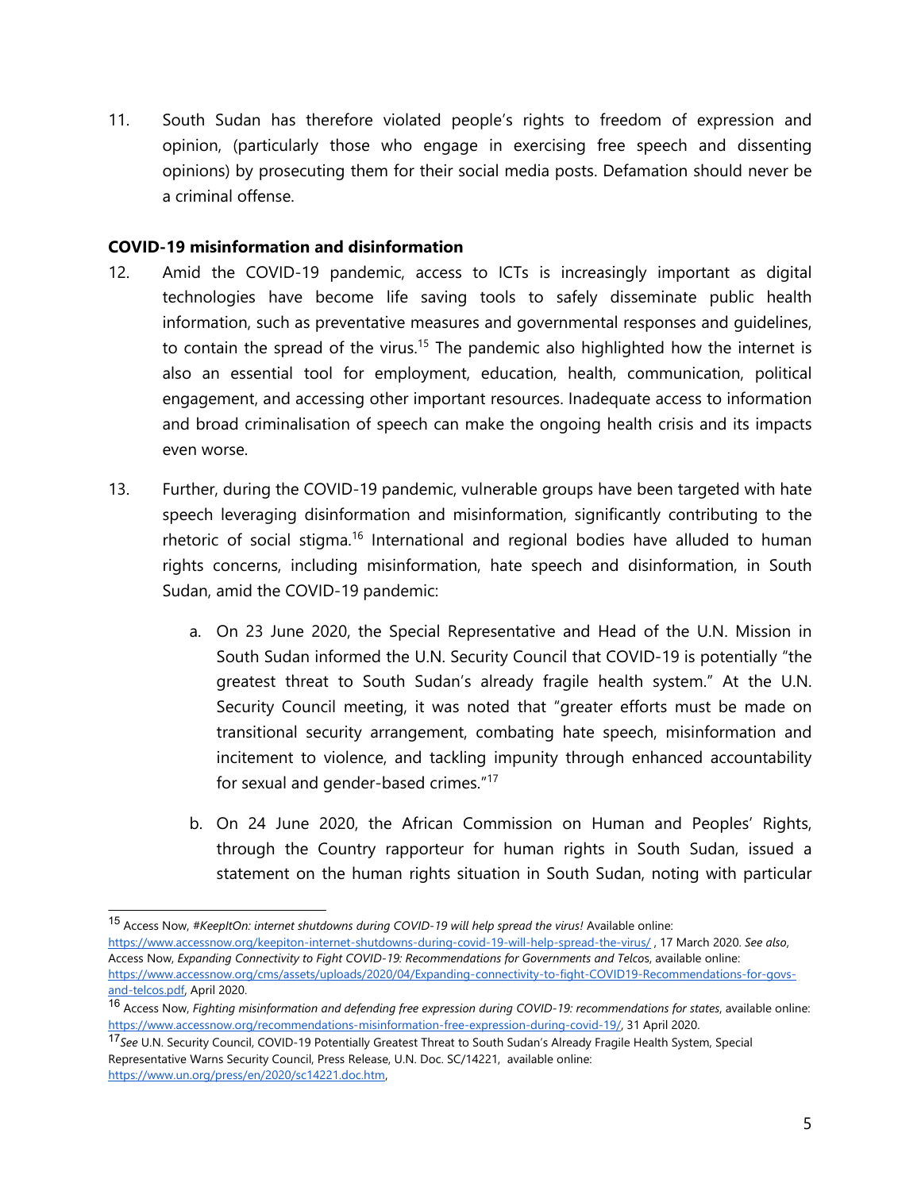11. South Sudan has therefore violated people's rights to freedom of expression and opinion, (particularly those who engage in exercising free speech and dissenting opinions) by prosecuting them for their social media posts. Defamation should never be a criminal offense.

**COVID-19 misinformation and disinformation**

12. Amid the COVID-19 pandemic, access to ICTs is increasingly important as digital technologies have become life saving tools to safely disseminate public health information, such as preventative measures and governmental responses and guidelines, to contain the spread of the virus.[15] The pandemic also highlighted how the internet is also an essential tool for employment, education, health, communication, political engagement, and accessing other important resources. Inadequate access to information and broad criminalisation of speech can make the ongoing health crisis and its impacts even worse.

13. Further, during the COVID-19 pandemic, vulnerable groups have been targeted with hate speech leveraging disinformation and misinformation, significantly contributing to the rhetoric of social stigma.[16] International and regional bodies have alluded to human rights concerns, including misinformation, hate speech and disinformation, in South Sudan, amid the COVID-19 pandemic:

    a. On 23 June 2020, the Special Representative and Head of the U.N. Mission in South Sudan informed the U.N. Security Council that COVID-19 is potentially "the greatest threat to South Sudan's already fragile health system." At the U.N. Security Council meeting, it was noted that "greater efforts must be made on transitional security arrangement, combating hate speech, misinformation and incitement to violence, and tackling impunity through enhanced accountability for sexual and gender-based crimes."[17]

    b. On 24 June 2020, the African Commission on Human and Peoples' Rights, through the Country rapporteur for human rights in South Sudan, issued a statement on the human rights situation in South Sudan, noting with particular

---

[15] Access Now, *#KeepItOn: internet shutdowns during COVID-19 will help spread the virus!* Available online: https://www.accessnow.org/keepiton-internet-shutdowns-during-covid-19-will-help-spread-the-virus/ , 17 March 2020. *See also*, Access Now, *Expanding Connectivity to Fight COVID-19: Recommendations for Governments and Telcos*, available online: https://www.accessnow.org/cms/assets/uploads/2020/04/Expanding-connectivity-to-fight-COVID19-Recommendations-for-govs-and-telcos.pdf, April 2020.

[16] Access Now, *Fighting misinformation and defending free expression during COVID-19: recommendations for states*, available online: https://www.accessnow.org/recommendations-misinformation-free-expression-during-covid-19/, 31 April 2020.

[17] *See* U.N. Security Council, COVID-19 Potentially Greatest Threat to South Sudan's Already Fragile Health System, Special Representative Warns Security Council, Press Release, U.N. Doc. SC/14221, available online: https://www.un.org/press/en/2020/sc14221.doc.htm,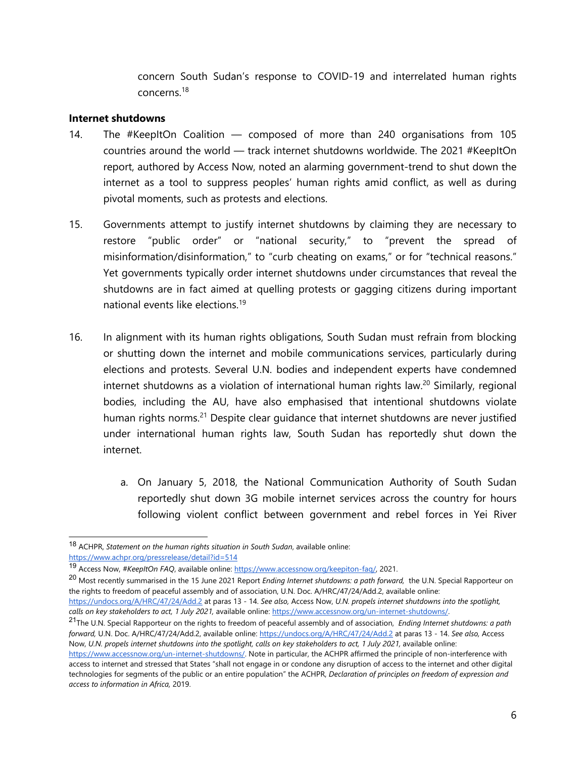concern South Sudan's response to COVID-19 and interrelated human rights concerns.[18]

**Internet shutdowns**

14. The #KeepItOn Coalition — composed of more than 240 organisations from 105 countries around the world — track internet shutdowns worldwide. The 2021 #KeepItOn report, authored by Access Now, noted an alarming government-trend to shut down the internet as a tool to suppress peoples' human rights amid conflict, as well as during pivotal moments, such as protests and elections.

15. Governments attempt to justify internet shutdowns by claiming they are necessary to restore "public order" or "national security," to "prevent the spread of misinformation/disinformation," to "curb cheating on exams," or for "technical reasons." Yet governments typically order internet shutdowns under circumstances that reveal the shutdowns are in fact aimed at quelling protests or gagging citizens during important national events like elections.[19]

16. In alignment with its human rights obligations, South Sudan must refrain from blocking or shutting down the internet and mobile communications services, particularly during elections and protests. Several U.N. bodies and independent experts have condemned internet shutdowns as a violation of international human rights law.[20] Similarly, regional bodies, including the AU, have also emphasised that intentional shutdowns violate human rights norms.[21] Despite clear guidance that internet shutdowns are never justified under international human rights law, South Sudan has reportedly shut down the internet.

    a. On January 5, 2018, the National Communication Authority of South Sudan reportedly shut down 3G mobile internet services across the country for hours following violent conflict between government and rebel forces in Yei River

---

[18] ACHPR, *Statement on the human rights situation in South Sudan*, available online: https://www.achpr.org/pressrelease/detail?id=514

[19] Access Now, *#KeepItOn FAQ*, available online: https://www.accessnow.org/keepiton-faq/, 2021.

[20] Most recently summarised in the 15 June 2021 Report *Ending Internet shutdowns: a path forward,* the U.N. Special Rapporteur on the rights to freedom of peaceful assembly and of association, U.N. Doc. A/HRC/47/24/Add.2, available online: https://undocs.org/A/HRC/47/24/Add.2 at paras 13 - 14. *See also,* Access Now, *U.N. propels internet shutdowns into the spotlight, calls on key stakeholders to act, 1 July 2021,* available online: https://www.accessnow.org/un-internet-shutdowns/.

[21] The U.N. Special Rapporteur on the rights to freedom of peaceful assembly and of association, *Ending Internet shutdowns: a path forward,* U.N. Doc. A/HRC/47/24/Add.2, available online: https://undocs.org/A/HRC/47/24/Add.2 at paras 13 - 14. *See also,* Access Now, *U.N. propels internet shutdowns into the spotlight, calls on key stakeholders to act, 1 July 2021,* available online: https://www.accessnow.org/un-internet-shutdowns/. Note in particular, the ACHPR affirmed the principle of non-interference with access to internet and stressed that States "shall not engage in or condone any disruption of access to the internet and other digital technologies for segments of the public or an entire population" the ACHPR, *Declaration of principles on freedom of expression and access to information in Africa,* 2019.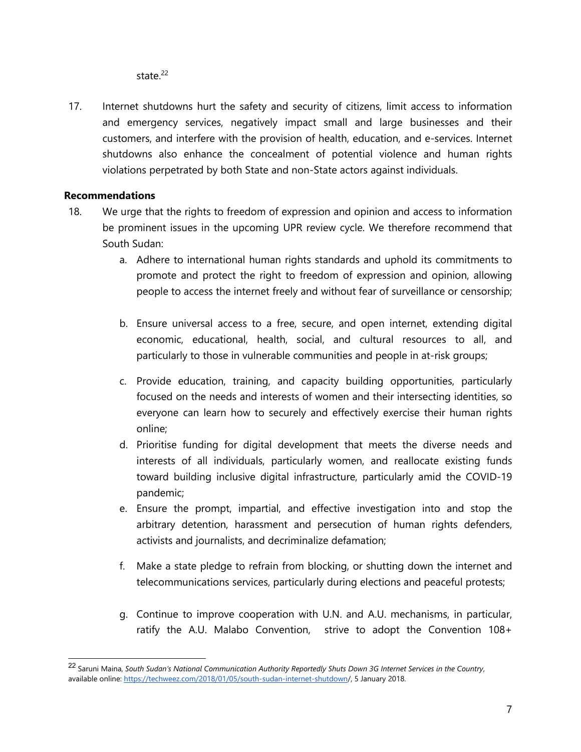state.[22]

17. Internet shutdowns hurt the safety and security of citizens, limit access to information and emergency services, negatively impact small and large businesses and their customers, and interfere with the provision of health, education, and e-services. Internet shutdowns also enhance the concealment of potential violence and human rights violations perpetrated by both State and non-State actors against individuals.

**Recommendations**

18. We urge that the rights to freedom of expression and opinion and access to information be prominent issues in the upcoming UPR review cycle. We therefore recommend that South Sudan:

    a. Adhere to international human rights standards and uphold its commitments to promote and protect the right to freedom of expression and opinion, allowing people to access the internet freely and without fear of surveillance or censorship;

    b. Ensure universal access to a free, secure, and open internet, extending digital economic, educational, health, social, and cultural resources to all, and particularly to those in vulnerable communities and people in at-risk groups;

    c. Provide education, training, and capacity building opportunities, particularly focused on the needs and interests of women and their intersecting identities, so everyone can learn how to securely and effectively exercise their human rights online;

    d. Prioritise funding for digital development that meets the diverse needs and interests of all individuals, particularly women, and reallocate existing funds toward building inclusive digital infrastructure, particularly amid the COVID-19 pandemic;

    e. Ensure the prompt, impartial, and effective investigation into and stop the arbitrary detention, harassment and persecution of human rights defenders, activists and journalists, and decriminalize defamation;

    f. Make a state pledge to refrain from blocking, or shutting down the internet and telecommunications services, particularly during elections and peaceful protests;

    g. Continue to improve cooperation with U.N. and A.U. mechanisms, in particular, ratify the A.U. Malabo Convention, strive to adopt the Convention 108+

---

[22] Saruni Maina, *South Sudan's National Communication Authority Reportedly Shuts Down 3G Internet Services in the Country*, available online: https://techweez.com/2018/01/05/south-sudan-internet-shutdown/, 5 January 2018.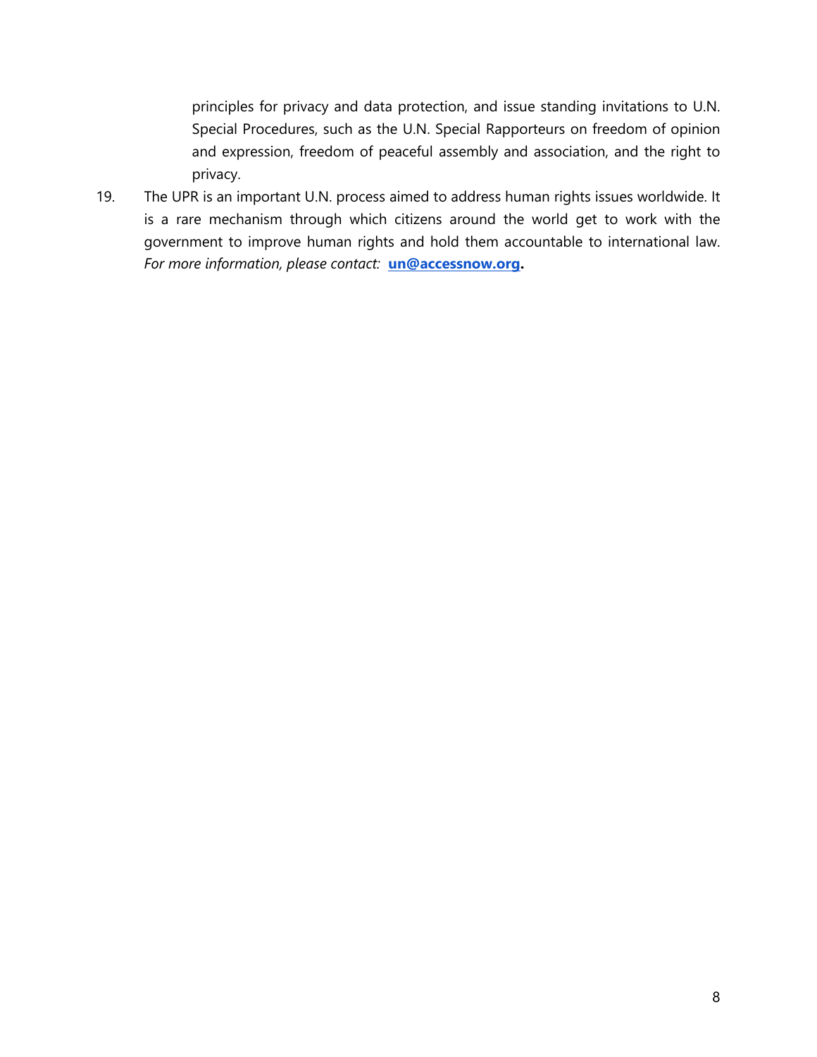principles for privacy and data protection, and issue standing invitations to U.N. Special Procedures, such as the U.N. Special Rapporteurs on freedom of opinion and expression, freedom of peaceful assembly and association, and the right to privacy.

19. The UPR is an important U.N. process aimed to address human rights issues worldwide. It is a rare mechanism through which citizens around the world get to work with the government to improve human rights and hold them accountable to international law. *For more information, please contact:* **un@accessnow.org.**